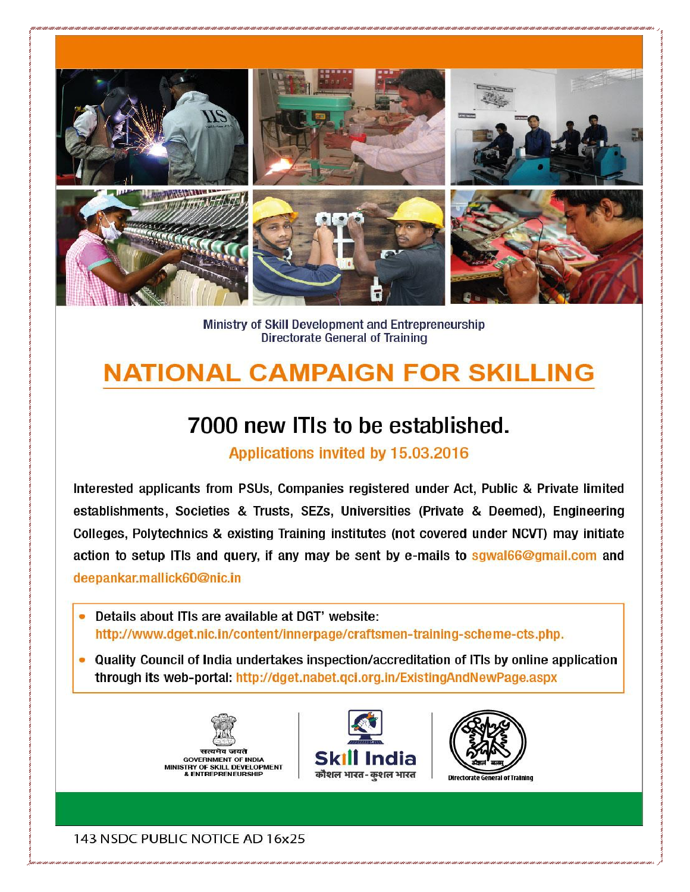Ministry of Skill Development and Entrepreneurship
Directorate General of Training

# NATIONAL CAMPAIGN FOR SKILLING

## 7000 new ITIs to be established.

### Applications invited by 15.03.2016

Interested applicants from PSUs, Companies registered under Act, Public & Private limited establishments, Societies & Trusts, SEZs, Universities (Private & Deemed), Engineering Colleges, Polytechnics & existing Training institutes (not covered under NCVT) may initiate action to setup ITIs and query, if any may be sent by e-mails to sgwal66@gmail.com and deepankar.mallick60@nic.in

- Details about ITIs are available at DGT' website: http://www.dget.nic.in/content/innerpage/craftsmen-training-scheme-cts.php.
- Quality Council of India undertakes inspection/accreditation of ITIs by online application through its web-portal: http://dget.nabet.qci.org.in/ExistingAndNewPage.aspx

सत्यमेव जयते
GOVERNMENT OF INDIA
MINISTRY OF SKILL DEVELOPMENT & ENTREPRENEURSHIP

Skill India
कौशल भारत - कुशल भारत

कौशलं बलम्
Directorate General of Training

143 NSDC PUBLIC NOTICE AD 16x25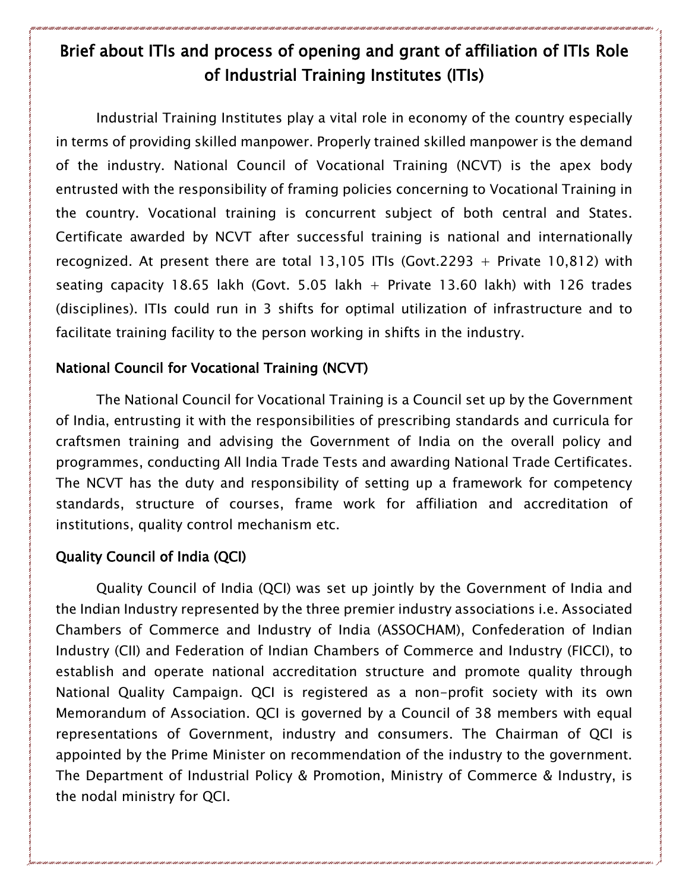# Brief about ITIs and process of opening and grant of affiliation of ITIs Role of Industrial Training Institutes (ITIs)

Industrial Training Institutes play a vital role in economy of the country especially in terms of providing skilled manpower. Properly trained skilled manpower is the demand of the industry. National Council of Vocational Training (NCVT) is the apex body entrusted with the responsibility of framing policies concerning to Vocational Training in the country. Vocational training is concurrent subject of both central and States. Certificate awarded by NCVT after successful training is national and internationally recognized. At present there are total 13,105 ITIs (Govt.2293 + Private 10,812) with seating capacity 18.65 lakh (Govt. 5.05 lakh + Private 13.60 lakh) with 126 trades (disciplines). ITIs could run in 3 shifts for optimal utilization of infrastructure and to facilitate training facility to the person working in shifts in the industry.

## National Council for Vocational Training (NCVT)

The National Council for Vocational Training is a Council set up by the Government of India, entrusting it with the responsibilities of prescribing standards and curricula for craftsmen training and advising the Government of India on the overall policy and programmes, conducting All India Trade Tests and awarding National Trade Certificates. The NCVT has the duty and responsibility of setting up a framework for competency standards, structure of courses, frame work for affiliation and accreditation of institutions, quality control mechanism etc.

## Quality Council of India (QCI)

Quality Council of India (QCI) was set up jointly by the Government of India and the Indian Industry represented by the three premier industry associations i.e. Associated Chambers of Commerce and Industry of India (ASSOCHAM), Confederation of Indian Industry (CII) and Federation of Indian Chambers of Commerce and Industry (FICCI), to establish and operate national accreditation structure and promote quality through National Quality Campaign. QCI is registered as a non-profit society with its own Memorandum of Association. QCI is governed by a Council of 38 members with equal representations of Government, industry and consumers. The Chairman of QCI is appointed by the Prime Minister on recommendation of the industry to the government. The Department of Industrial Policy & Promotion, Ministry of Commerce & Industry, is the nodal ministry for QCI.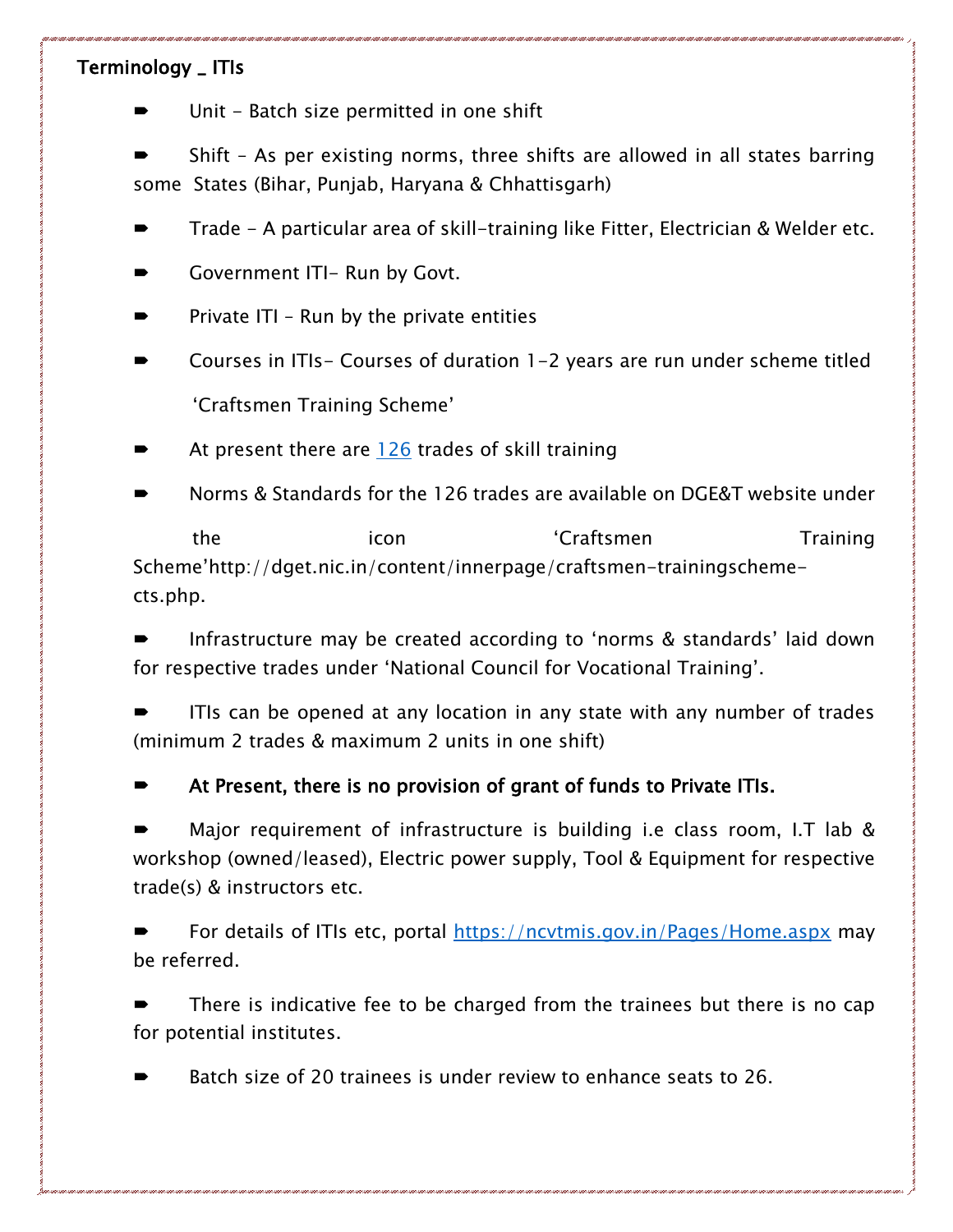**Terminology _ ITIs**

- Unit - Batch size permitted in one shift
- Shift – As per existing norms, three shifts are allowed in all states barring some States (Bihar, Punjab, Haryana & Chhattisgarh)
- Trade - A particular area of skill-training like Fitter, Electrician & Welder etc.
- Government ITI- Run by Govt.
- Private ITI – Run by the private entities
- Courses in ITIs- Courses of duration 1-2 years are run under scheme titled 'Craftsmen Training Scheme'
- At present there are [126](126) trades of skill training
- Norms & Standards for the 126 trades are available on DGE&T website under the icon 'Craftsmen Training Scheme'http://dget.nic.in/content/innerpage/craftsmen-trainingscheme-cts.php.
- Infrastructure may be created according to 'norms & standards' laid down for respective trades under 'National Council for Vocational Training'.
- ITIs can be opened at any location in any state with any number of trades (minimum 2 trades & maximum 2 units in one shift)
- **At Present, there is no provision of grant of funds to Private ITIs.**
- Major requirement of infrastructure is building i.e class room, I.T lab & workshop (owned/leased), Electric power supply, Tool & Equipment for respective trade(s) & instructors etc.
- For details of ITIs etc, portal [https://ncvtmis.gov.in/Pages/Home.aspx](https://ncvtmis.gov.in/Pages/Home.aspx) may be referred.
- There is indicative fee to be charged from the trainees but there is no cap for potential institutes.
- Batch size of 20 trainees is under review to enhance seats to 26.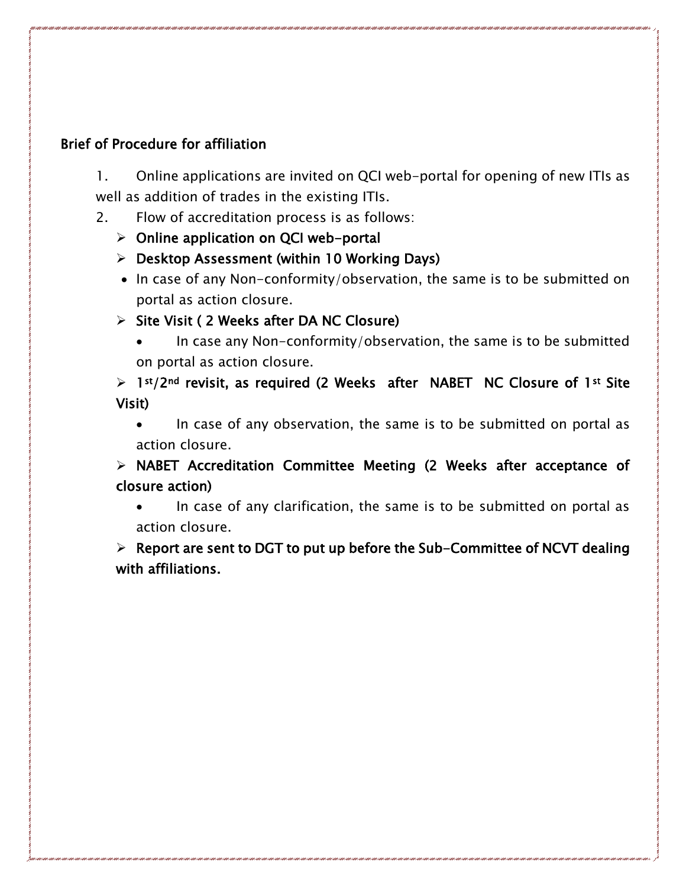**Brief of Procedure for affiliation**

1. Online applications are invited on QCI web-portal for opening of new ITIs as well as addition of trades in the existing ITIs.
2. Flow of accreditation process is as follows:
   - **Online application on QCI web-portal**
   - **Desktop Assessment (within 10 Working Days)**
     - In case of any Non-conformity/observation, the same is to be submitted on portal as action closure.
   - **Site Visit ( 2 Weeks after DA NC Closure)**
     - In case any Non-conformity/observation, the same is to be submitted on portal as action closure.
   - **1st/2nd revisit, as required (2 Weeks after NABET NC Closure of 1st Site Visit)**
     - In case of any observation, the same is to be submitted on portal as action closure.
   - **NABET Accreditation Committee Meeting (2 Weeks after acceptance of closure action)**
     - In case of any clarification, the same is to be submitted on portal as action closure.
   - **Report are sent to DGT to put up before the Sub-Committee of NCVT dealing with affiliations.**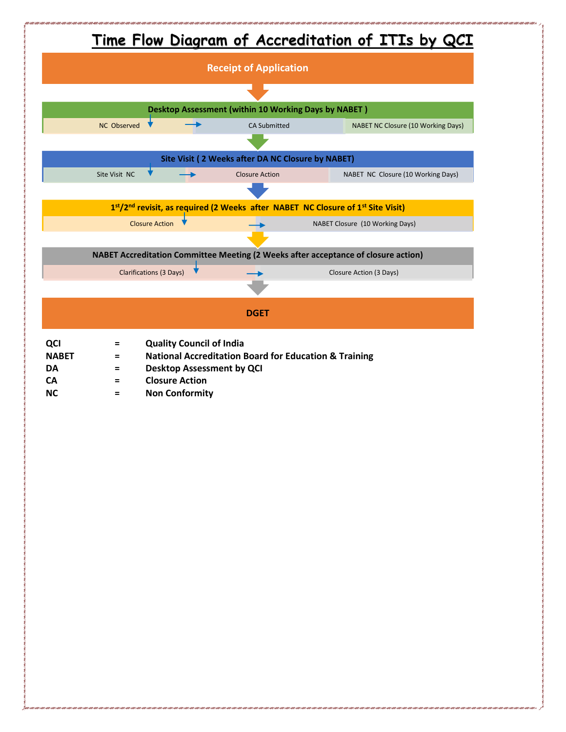# Time Flow Diagram of Accreditation of ITIs by QCI

**Receipt of Application**

↓

**Desktop Assessment (within 10 Working Days by NABET )**

NC Observed → CA Submitted → NABET NC Closure (10 Working Days)

↓

**Site Visit ( 2 Weeks after DA NC Closure by NABET)**

Site Visit NC → Closure Action → NABET NC Closure (10 Working Days)

↓

**1st/2nd revisit, as required (2 Weeks after NABET NC Closure of 1st Site Visit)**

Closure Action → NABET Closure (10 Working Days)

↓

**NABET Accreditation Committee Meeting (2 Weeks after acceptance of closure action)**

Clarifications (3 Days) → Closure Action (3 Days)

↓

**DGET**

| | | |
|---|---|---|
| **QCI** | **=** | **Quality Council of India** |
| **NABET** | **=** | **National Accreditation Board for Education & Training** |
| **DA** | **=** | **Desktop Assessment by QCI** |
| **CA** | **=** | **Closure Action** |
| **NC** | **=** | **Non Conformity** |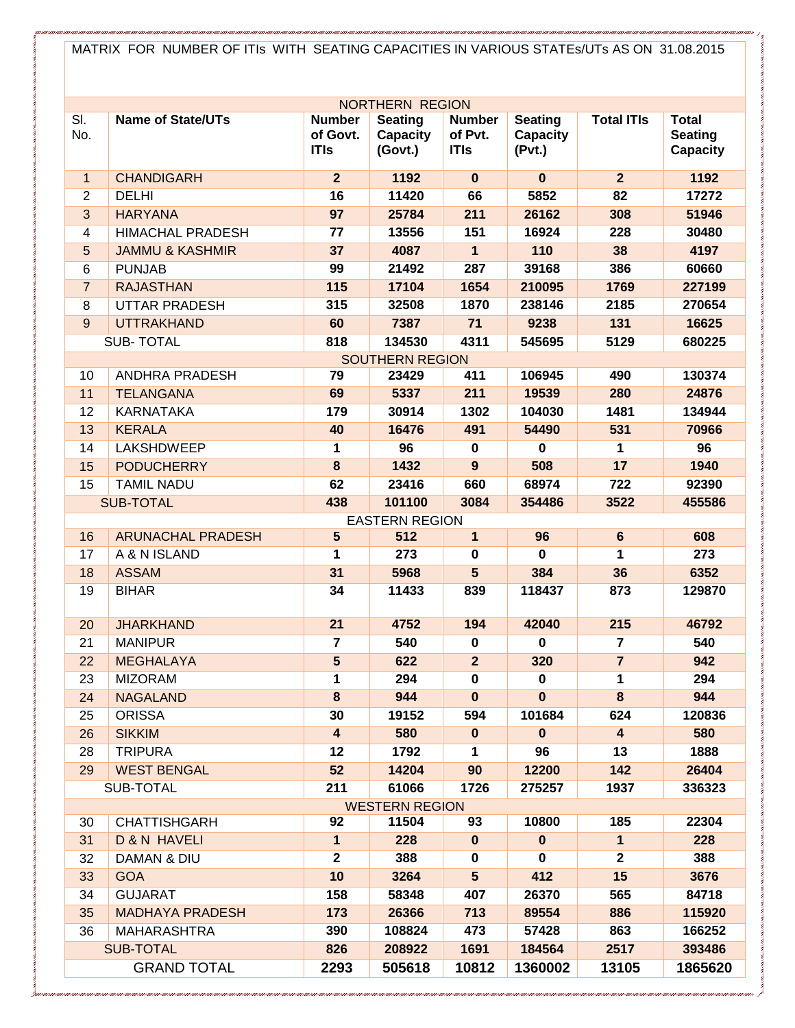MATRIX FOR NUMBER OF ITIs WITH SEATING CAPACITIES IN VARIOUS STATEs/UTs AS ON 31.08.2015

| Sl. No. | Name of State/UTs | Number of Govt. ITIs | Seating Capacity (Govt.) | Number of Pvt. ITIs | Seating Capacity (Pvt.) | Total ITIs | Total Seating Capacity |
|---|---|---|---|---|---|---|---|
| | NORTHERN REGION | | | | | | |
| 1 | CHANDIGARH | 2 | 1192 | 0 | 0 | 2 | 1192 |
| 2 | DELHI | 16 | 11420 | 66 | 5852 | 82 | 17272 |
| 3 | HARYANA | 97 | 25784 | 211 | 26162 | 308 | 51946 |
| 4 | HIMACHAL PRADESH | 77 | 13556 | 151 | 16924 | 228 | 30480 |
| 5 | JAMMU & KASHMIR | 37 | 4087 | 1 | 110 | 38 | 4197 |
| 6 | PUNJAB | 99 | 21492 | 287 | 39168 | 386 | 60660 |
| 7 | RAJASTHAN | 115 | 17104 | 1654 | 210095 | 1769 | 227199 |
| 8 | UTTAR PRADESH | 315 | 32508 | 1870 | 238146 | 2185 | 270654 |
| 9 | UTTRAKHAND | 60 | 7387 | 71 | 9238 | 131 | 16625 |
| | SUB- TOTAL | 818 | 134530 | 4311 | 545695 | 5129 | 680225 |
| | SOUTHERN REGION | | | | | | |
| 10 | ANDHRA PRADESH | 79 | 23429 | 411 | 106945 | 490 | 130374 |
| 11 | TELANGANA | 69 | 5337 | 211 | 19539 | 280 | 24876 |
| 12 | KARNATAKA | 179 | 30914 | 1302 | 104030 | 1481 | 134944 |
| 13 | KERALA | 40 | 16476 | 491 | 54490 | 531 | 70966 |
| 14 | LAKSHDWEEP | 1 | 96 | 0 | 0 | 1 | 96 |
| 15 | PODUCHERRY | 8 | 1432 | 9 | 508 | 17 | 1940 |
| 15 | TAMIL NADU | 62 | 23416 | 660 | 68974 | 722 | 92390 |
| | SUB-TOTAL | 438 | 101100 | 3084 | 354486 | 3522 | 455586 |
| | EASTERN REGION | | | | | | |
| 16 | ARUNACHAL PRADESH | 5 | 512 | 1 | 96 | 6 | 608 |
| 17 | A & N ISLAND | 1 | 273 | 0 | 0 | 1 | 273 |
| 18 | ASSAM | 31 | 5968 | 5 | 384 | 36 | 6352 |
| 19 | BIHAR | 34 | 11433 | 839 | 118437 | 873 | 129870 |
| 20 | JHARKHAND | 21 | 4752 | 194 | 42040 | 215 | 46792 |
| 21 | MANIPUR | 7 | 540 | 0 | 0 | 7 | 540 |
| 22 | MEGHALAYA | 5 | 622 | 2 | 320 | 7 | 942 |
| 23 | MIZORAM | 1 | 294 | 0 | 0 | 1 | 294 |
| 24 | NAGALAND | 8 | 944 | 0 | 0 | 8 | 944 |
| 25 | ORISSA | 30 | 19152 | 594 | 101684 | 624 | 120836 |
| 26 | SIKKIM | 4 | 580 | 0 | 0 | 4 | 580 |
| 28 | TRIPURA | 12 | 1792 | 1 | 96 | 13 | 1888 |
| 29 | WEST BENGAL | 52 | 14204 | 90 | 12200 | 142 | 26404 |
| | SUB-TOTAL | 211 | 61066 | 1726 | 275257 | 1937 | 336323 |
| | WESTERN REGION | | | | | | |
| 30 | CHATTISHGARH | 92 | 11504 | 93 | 10800 | 185 | 22304 |
| 31 | D & N HAVELI | 1 | 228 | 0 | 0 | 1 | 228 |
| 32 | DAMAN & DIU | 2 | 388 | 0 | 0 | 2 | 388 |
| 33 | GOA | 10 | 3264 | 5 | 412 | 15 | 3676 |
| 34 | GUJARAT | 158 | 58348 | 407 | 26370 | 565 | 84718 |
| 35 | MADHAYA PRADESH | 173 | 26366 | 713 | 89554 | 886 | 115920 |
| 36 | MAHARASHTRA | 390 | 108824 | 473 | 57428 | 863 | 166252 |
| | SUB-TOTAL | 826 | 208922 | 1691 | 184564 | 2517 | 393486 |
| | GRAND TOTAL | 2293 | 505618 | 10812 | 1360002 | 13105 | 1865620 |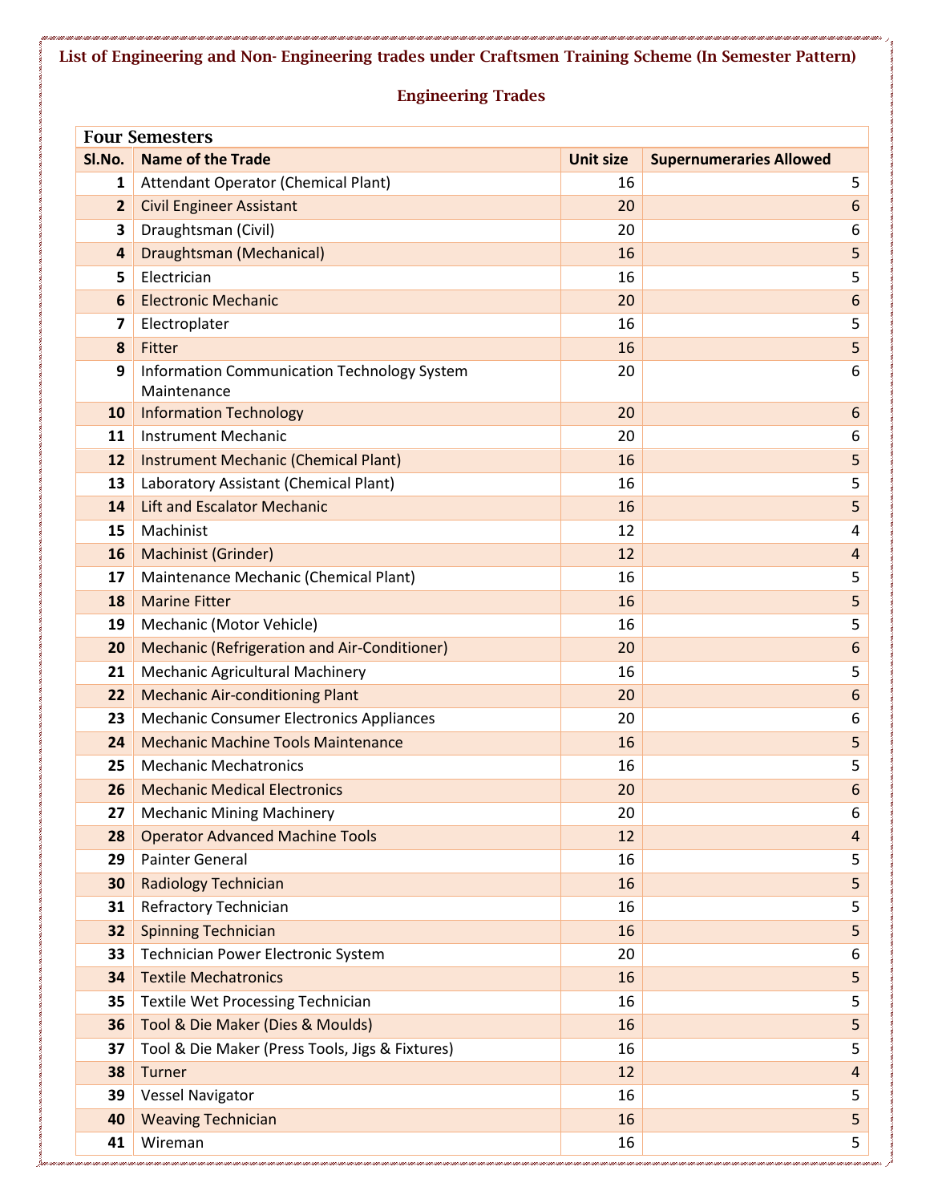# List of Engineering and Non- Engineering trades under Craftsmen Training Scheme (In Semester Pattern)

## Engineering Trades

| Four Semesters | | | |
|---|---|---|---|
| **Sl.No.** | **Name of the Trade** | **Unit size** | **Supernumeraries Allowed** |
| 1 | Attendant Operator (Chemical Plant) | 16 | 5 |
| 2 | Civil Engineer Assistant | 20 | 6 |
| 3 | Draughtsman (Civil) | 20 | 6 |
| 4 | Draughtsman (Mechanical) | 16 | 5 |
| 5 | Electrician | 16 | 5 |
| 6 | Electronic Mechanic | 20 | 6 |
| 7 | Electroplater | 16 | 5 |
| 8 | Fitter | 16 | 5 |
| 9 | Information Communication Technology System Maintenance | 20 | 6 |
| 10 | Information Technology | 20 | 6 |
| 11 | Instrument Mechanic | 20 | 6 |
| 12 | Instrument Mechanic (Chemical Plant) | 16 | 5 |
| 13 | Laboratory Assistant (Chemical Plant) | 16 | 5 |
| 14 | Lift and Escalator Mechanic | 16 | 5 |
| 15 | Machinist | 12 | 4 |
| 16 | Machinist (Grinder) | 12 | 4 |
| 17 | Maintenance Mechanic (Chemical Plant) | 16 | 5 |
| 18 | Marine Fitter | 16 | 5 |
| 19 | Mechanic (Motor Vehicle) | 16 | 5 |
| 20 | Mechanic (Refrigeration and Air-Conditioner) | 20 | 6 |
| 21 | Mechanic Agricultural Machinery | 16 | 5 |
| 22 | Mechanic Air-conditioning Plant | 20 | 6 |
| 23 | Mechanic Consumer Electronics Appliances | 20 | 6 |
| 24 | Mechanic Machine Tools Maintenance | 16 | 5 |
| 25 | Mechanic Mechatronics | 16 | 5 |
| 26 | Mechanic Medical Electronics | 20 | 6 |
| 27 | Mechanic Mining Machinery | 20 | 6 |
| 28 | Operator Advanced Machine Tools | 12 | 4 |
| 29 | Painter General | 16 | 5 |
| 30 | Radiology Technician | 16 | 5 |
| 31 | Refractory Technician | 16 | 5 |
| 32 | Spinning Technician | 16 | 5 |
| 33 | Technician Power Electronic System | 20 | 6 |
| 34 | Textile Mechatronics | 16 | 5 |
| 35 | Textile Wet Processing Technician | 16 | 5 |
| 36 | Tool & Die Maker (Dies & Moulds) | 16 | 5 |
| 37 | Tool & Die Maker (Press Tools, Jigs & Fixtures) | 16 | 5 |
| 38 | Turner | 12 | 4 |
| 39 | Vessel Navigator | 16 | 5 |
| 40 | Weaving Technician | 16 | 5 |
| 41 | Wireman | 16 | 5 |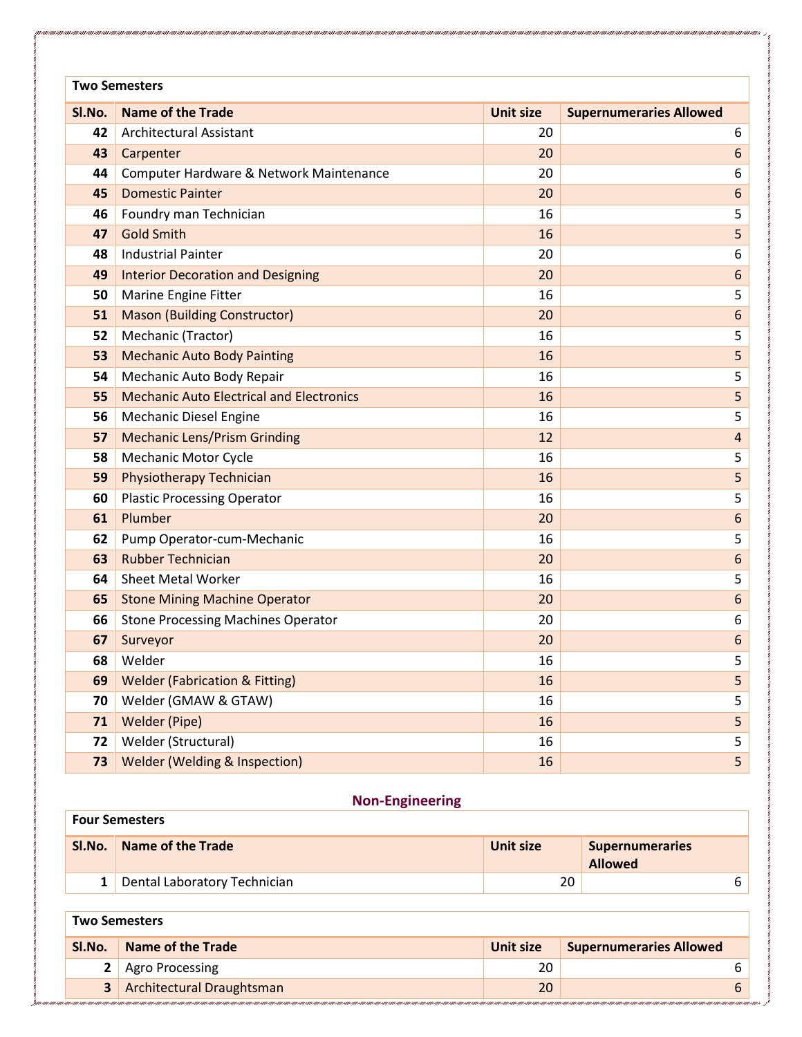| Two Semesters | | | |
|---|---|---|---|
| **Sl.No.** | **Name of the Trade** | **Unit size** | **Supernumeraries Allowed** |
| **42** | Architectural Assistant | 20 | 6 |
| **43** | Carpenter | 20 | 6 |
| **44** | Computer Hardware & Network Maintenance | 20 | 6 |
| **45** | Domestic Painter | 20 | 6 |
| **46** | Foundry man Technician | 16 | 5 |
| **47** | Gold Smith | 16 | 5 |
| **48** | Industrial Painter | 20 | 6 |
| **49** | Interior Decoration and Designing | 20 | 6 |
| **50** | Marine Engine Fitter | 16 | 5 |
| **51** | Mason (Building Constructor) | 20 | 6 |
| **52** | Mechanic (Tractor) | 16 | 5 |
| **53** | Mechanic Auto Body Painting | 16 | 5 |
| **54** | Mechanic Auto Body Repair | 16 | 5 |
| **55** | Mechanic Auto Electrical and Electronics | 16 | 5 |
| **56** | Mechanic Diesel Engine | 16 | 5 |
| **57** | Mechanic Lens/Prism Grinding | 12 | 4 |
| **58** | Mechanic Motor Cycle | 16 | 5 |
| **59** | Physiotherapy Technician | 16 | 5 |
| **60** | Plastic Processing Operator | 16 | 5 |
| **61** | Plumber | 20 | 6 |
| **62** | Pump Operator-cum-Mechanic | 16 | 5 |
| **63** | Rubber Technician | 20 | 6 |
| **64** | Sheet Metal Worker | 16 | 5 |
| **65** | Stone Mining Machine Operator | 20 | 6 |
| **66** | Stone Processing Machines Operator | 20 | 6 |
| **67** | Surveyor | 20 | 6 |
| **68** | Welder | 16 | 5 |
| **69** | Welder (Fabrication & Fitting) | 16 | 5 |
| **70** | Welder (GMAW & GTAW) | 16 | 5 |
| **71** | Welder (Pipe) | 16 | 5 |
| **72** | Welder (Structural) | 16 | 5 |
| **73** | Welder (Welding & Inspection) | 16 | 5 |

## Non-Engineering

| Four Semesters | | | |
|---|---|---|---|
| **Sl.No.** | **Name of the Trade** | **Unit size** | **Supernumeraries Allowed** |
| **1** | Dental Laboratory Technician | 20 | 6 |

| Two Semesters | | | |
|---|---|---|---|
| **Sl.No.** | **Name of the Trade** | **Unit size** | **Supernumeraries Allowed** |
| **2** | Agro Processing | 20 | 6 |
| **3** | Architectural Draughtsman | 20 | 6 |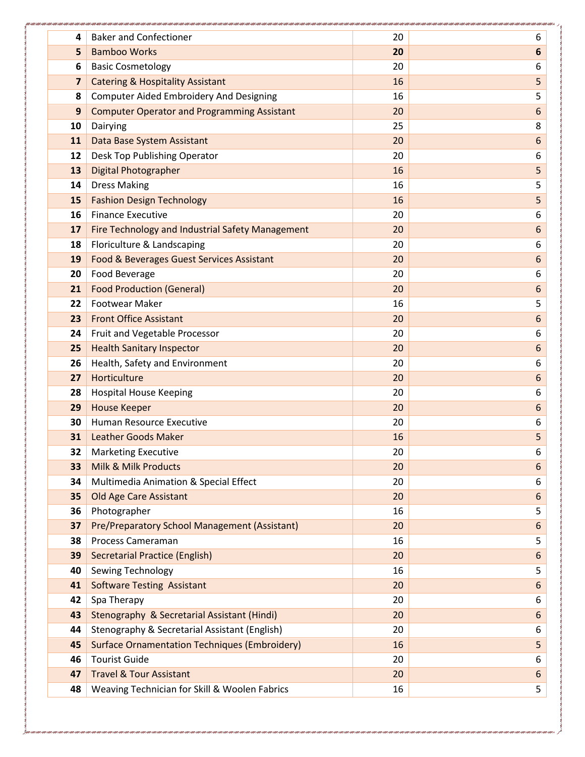| | | | |
|---|---|---|---|
| 4 | Baker and Confectioner | 20 | 6 |
| 5 | Bamboo Works | **20** | **6** |
| 6 | Basic Cosmetology | 20 | 6 |
| 7 | Catering & Hospitality Assistant | 16 | 5 |
| 8 | Computer Aided Embroidery And Designing | 16 | 5 |
| 9 | Computer Operator and Programming Assistant | 20 | 6 |
| 10 | Dairying | 25 | 8 |
| 11 | Data Base System Assistant | 20 | 6 |
| 12 | Desk Top Publishing Operator | 20 | 6 |
| 13 | Digital Photographer | 16 | 5 |
| 14 | Dress Making | 16 | 5 |
| 15 | Fashion Design Technology | 16 | 5 |
| 16 | Finance Executive | 20 | 6 |
| 17 | Fire Technology and Industrial Safety Management | 20 | 6 |
| 18 | Floriculture & Landscaping | 20 | 6 |
| 19 | Food & Beverages Guest Services Assistant | 20 | 6 |
| 20 | Food Beverage | 20 | 6 |
| 21 | Food Production (General) | 20 | 6 |
| 22 | Footwear Maker | 16 | 5 |
| 23 | Front Office Assistant | 20 | 6 |
| 24 | Fruit and Vegetable Processor | 20 | 6 |
| 25 | Health Sanitary Inspector | 20 | 6 |
| 26 | Health, Safety and Environment | 20 | 6 |
| 27 | Horticulture | 20 | 6 |
| 28 | Hospital House Keeping | 20 | 6 |
| 29 | House Keeper | 20 | 6 |
| 30 | Human Resource Executive | 20 | 6 |
| 31 | Leather Goods Maker | 16 | 5 |
| 32 | Marketing Executive | 20 | 6 |
| 33 | Milk & Milk Products | 20 | 6 |
| 34 | Multimedia Animation & Special Effect | 20 | 6 |
| 35 | Old Age Care Assistant | 20 | 6 |
| 36 | Photographer | 16 | 5 |
| 37 | Pre/Preparatory School Management (Assistant) | 20 | 6 |
| 38 | Process Cameraman | 16 | 5 |
| 39 | Secretarial Practice (English) | 20 | 6 |
| 40 | Sewing Technology | 16 | 5 |
| 41 | Software Testing Assistant | 20 | 6 |
| 42 | Spa Therapy | 20 | 6 |
| 43 | Stenography & Secretarial Assistant (Hindi) | 20 | 6 |
| 44 | Stenography & Secretarial Assistant (English) | 20 | 6 |
| 45 | Surface Ornamentation Techniques (Embroidery) | 16 | 5 |
| 46 | Tourist Guide | 20 | 6 |
| 47 | Travel & Tour Assistant | 20 | 6 |
| 48 | Weaving Technician for Skill & Woolen Fabrics | 16 | 5 |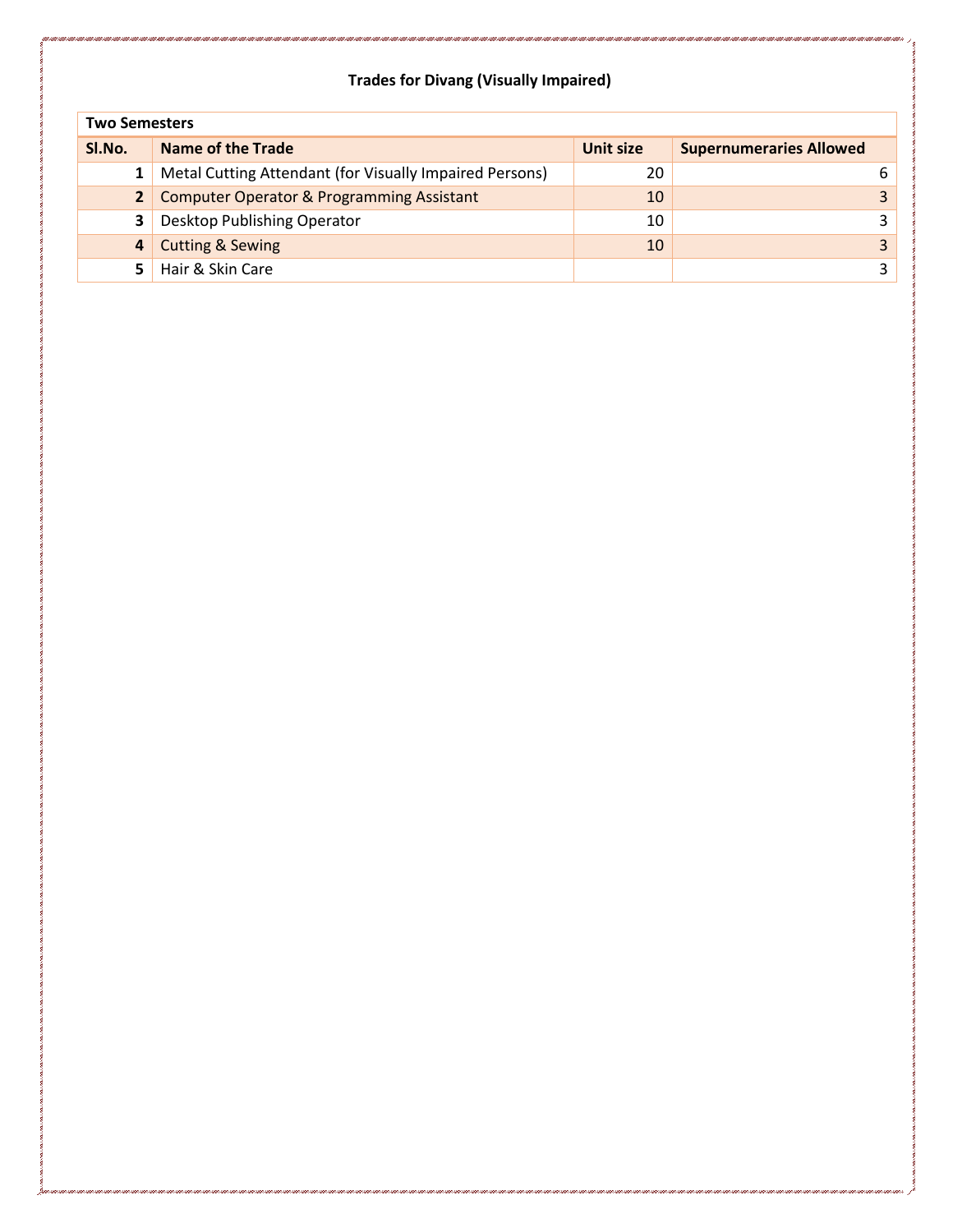**Trades for Divang (Visually Impaired)**

| Two Semesters | | | |
|---|---|---|---|
| **Sl.No.** | **Name of the Trade** | **Unit size** | **Supernumeraries Allowed** |
| 1 | Metal Cutting Attendant (for Visually Impaired Persons) | 20 | 6 |
| 2 | Computer Operator & Programming Assistant | 10 | 3 |
| 3 | Desktop Publishing Operator | 10 | 3 |
| 4 | Cutting & Sewing | 10 | 3 |
| 5 | Hair & Skin Care | | 3 |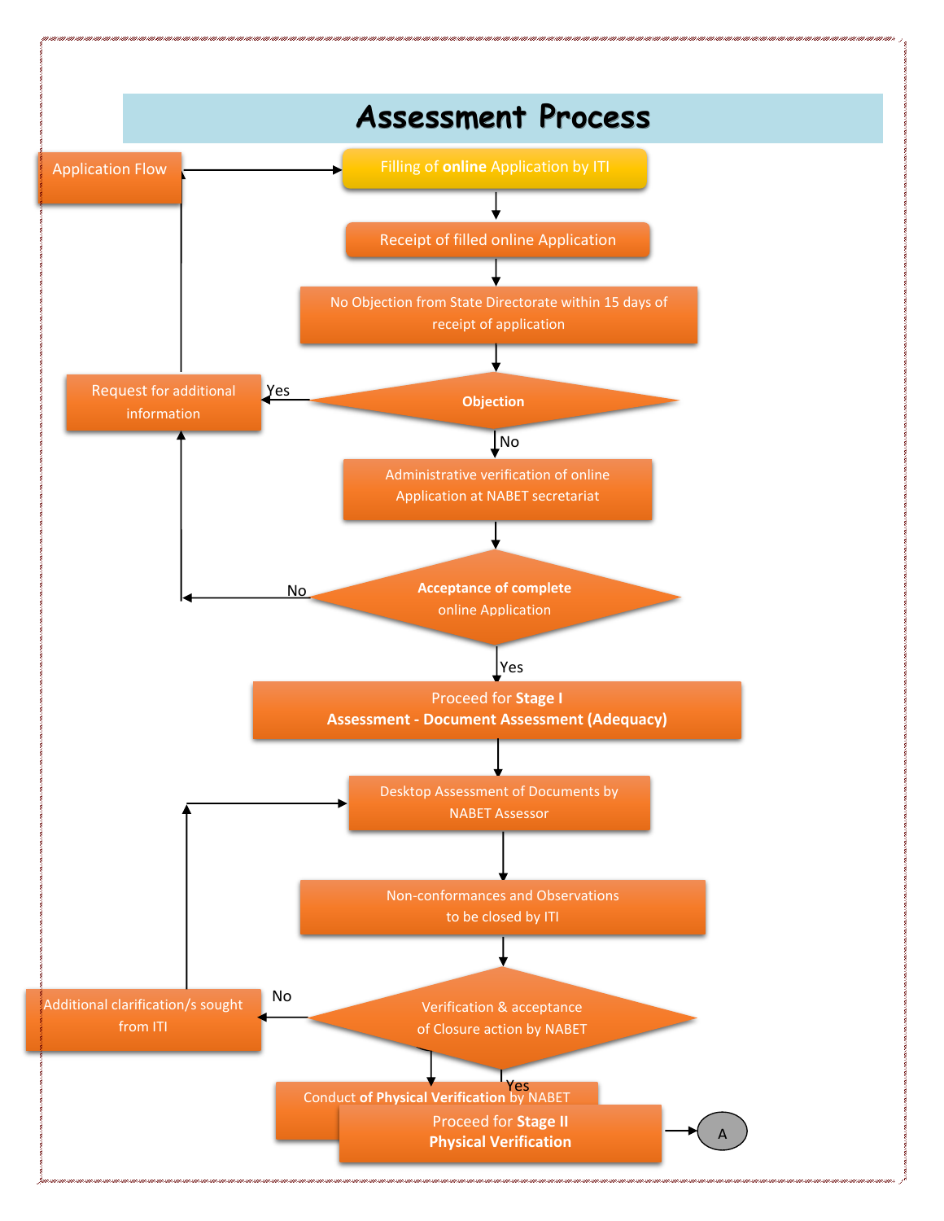# Assessment Process

Application Flow

Filling of **online** Application by ITI

Receipt of filled online Application

No Objection from State Directorate within 15 days of receipt of application

**Objection**

Yes

Request for additional information

No

Administrative verification of online Application at NABET secretariat

**Acceptance of complete** online Application

No

Yes

Proceed for **Stage I**
**Assessment - Document Assessment (Adequacy)**

Desktop Assessment of Documents by NABET Assessor

Non-conformances and Observations to be closed by ITI

Verification & acceptance of Closure action by NABET

No

Additional clarification/s sought from ITI

Yes

Conduct **of Physical Verification** by NABET

Proceed for **Stage II**
**Physical Verification**

A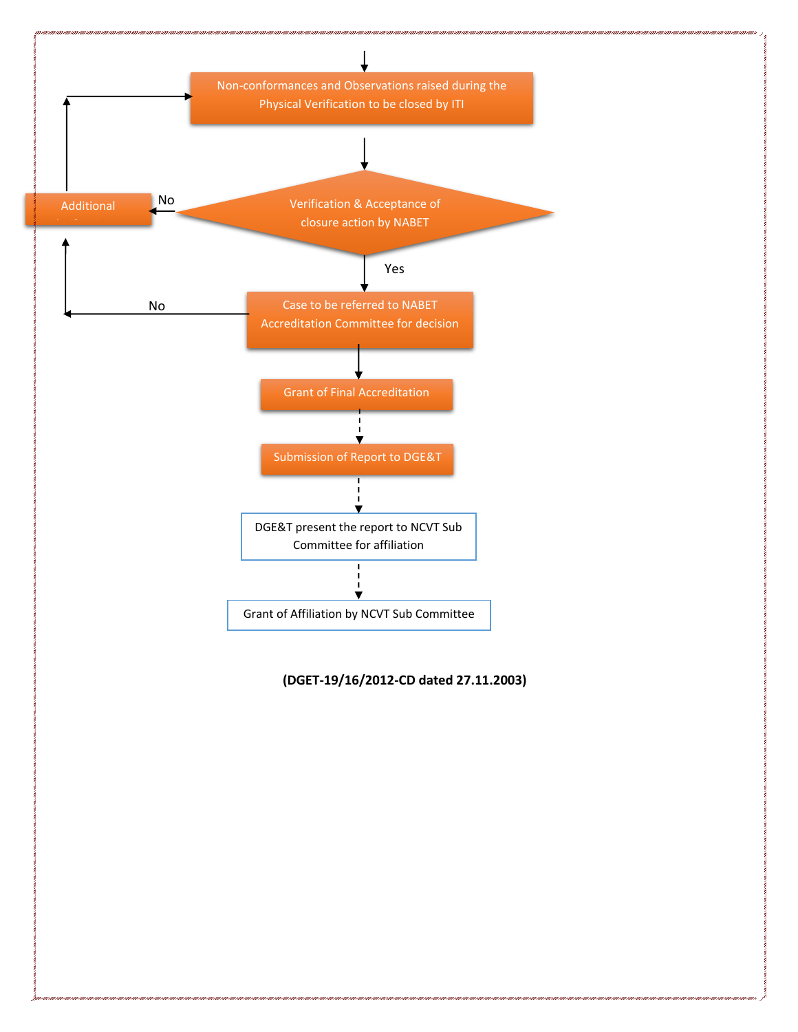Non-conformances and Observations raised during the Physical Verification to be closed by ITI

↓

Verification & Acceptance of closure action by NABET

- No → Additional (returns to: Non-conformances and Observations raised during the Physical Verification to be closed by ITI)
- Yes ↓

Case to be referred to NABET Accreditation Committee for decision

- No → Additional

↓

Grant of Final Accreditation

↓

Submission of Report to DGE&T

↓

DGE&T present the report to NCVT Sub Committee for affiliation

↓

Grant of Affiliation by NCVT Sub Committee

**(DGET-19/16/2012-CD dated 27.11.2003)**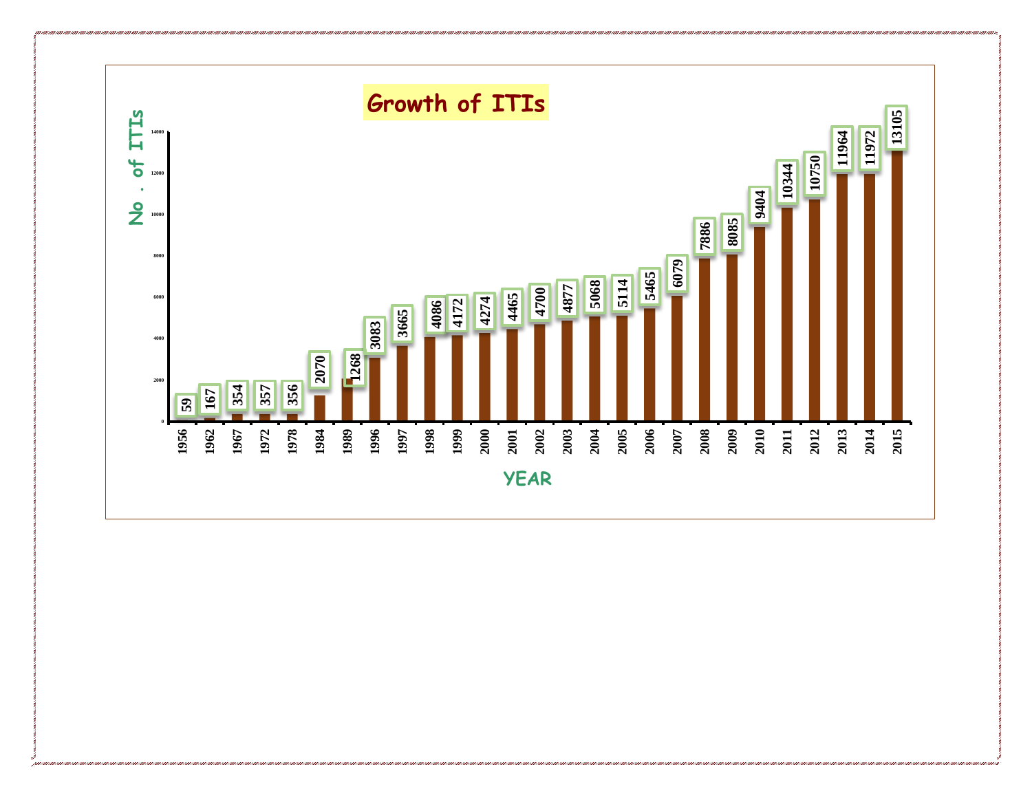Growth of ITIs

No . of ITIs

14000
12000
10000
8000
6000
4000
2000
0

59
167
354
357
356
2070
1268
3083
3665
4086
4172
4274
4465
4700
4877
5068
5114
5465
6079
7886
8085
9404
10344
10750
11964
11972
13105

1956
1962
1967
1972
1978
1984
1989
1996
1997
1998
1999
2000
2001
2002
2003
2004
2005
2006
2007
2008
2009
2010
2011
2012
2013
2014
2015

YEAR